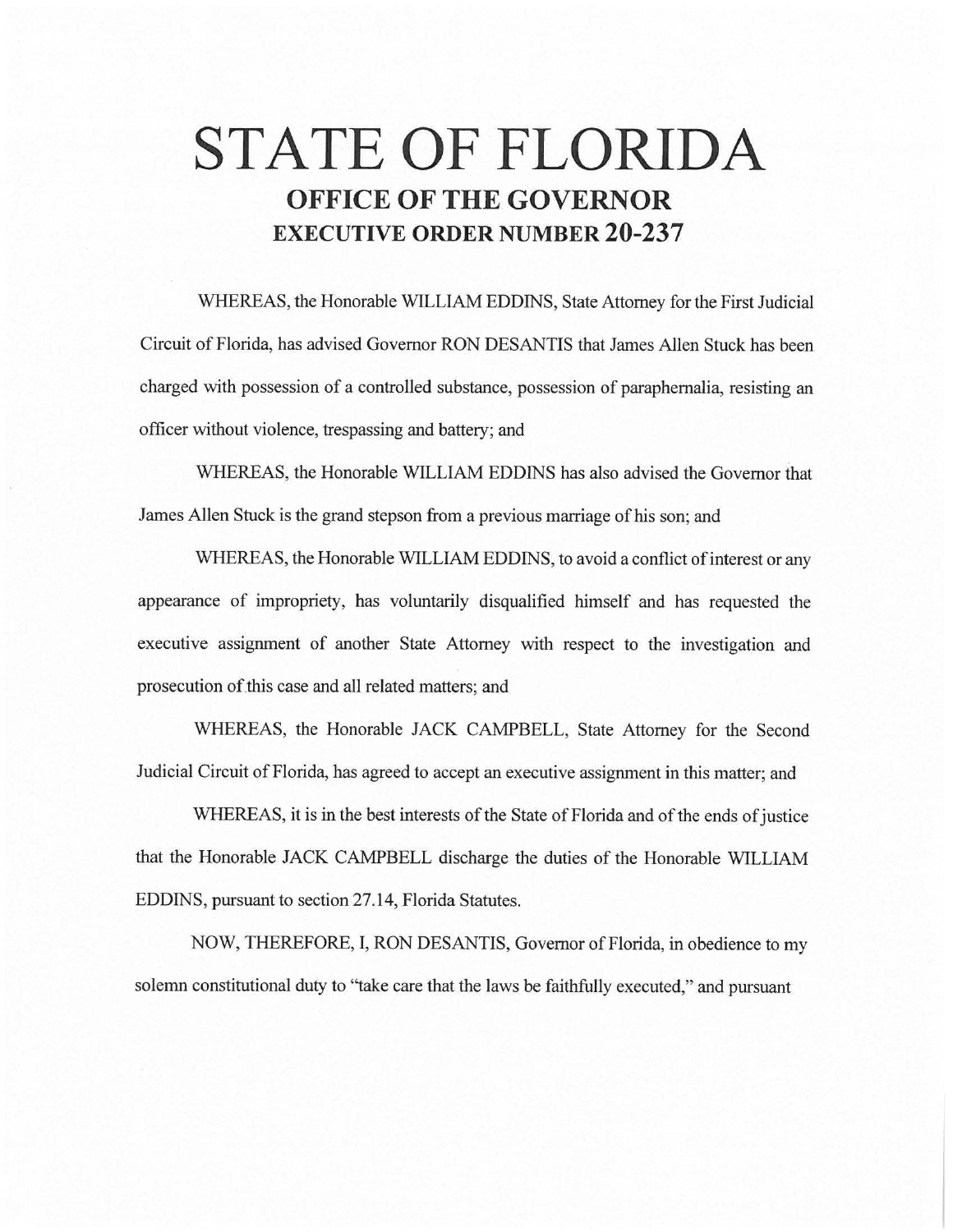# STATE OF FLORIDA

## OFFICE OF THE GOVERNOR

## EXECUTIVE ORDER NUMBER 20-237

WHEREAS, the Honorable WILLIAM EDDINS, State Attorney for the First Judicial Circuit of Florida, has advised Governor RON DESANTIS that James Allen Stuck has been charged with possession of a controlled substance, possession of paraphernalia, resisting an officer without violence, trespassing and battery; and

WHEREAS, the Honorable WILLIAM EDDINS has also advised the Governor that James Allen Stuck is the grand stepson from a previous marriage of his son; and

WHEREAS, the Honorable WILLIAM EDDINS, to avoid a conflict of interest or any appearance of impropriety, has voluntarily disqualified himself and has requested the executive assignment of another State Attorney with respect to the investigation and prosecution of this case and all related matters; and

WHEREAS, the Honorable JACK CAMPBELL, State Attorney for the Second Judicial Circuit of Florida, has agreed to accept an executive assignment in this matter; and

WHEREAS, it is in the best interests of the State of Florida and of the ends of justice that the Honorable JACK CAMPBELL discharge the duties of the Honorable WILLIAM EDDINS, pursuant to section 27.14, Florida Statutes.

NOW, THEREFORE, I, RON DESANTIS, Governor of Florida, in obedience to my solemn constitutional duty to "take care that the laws be faithfully executed," and pursuant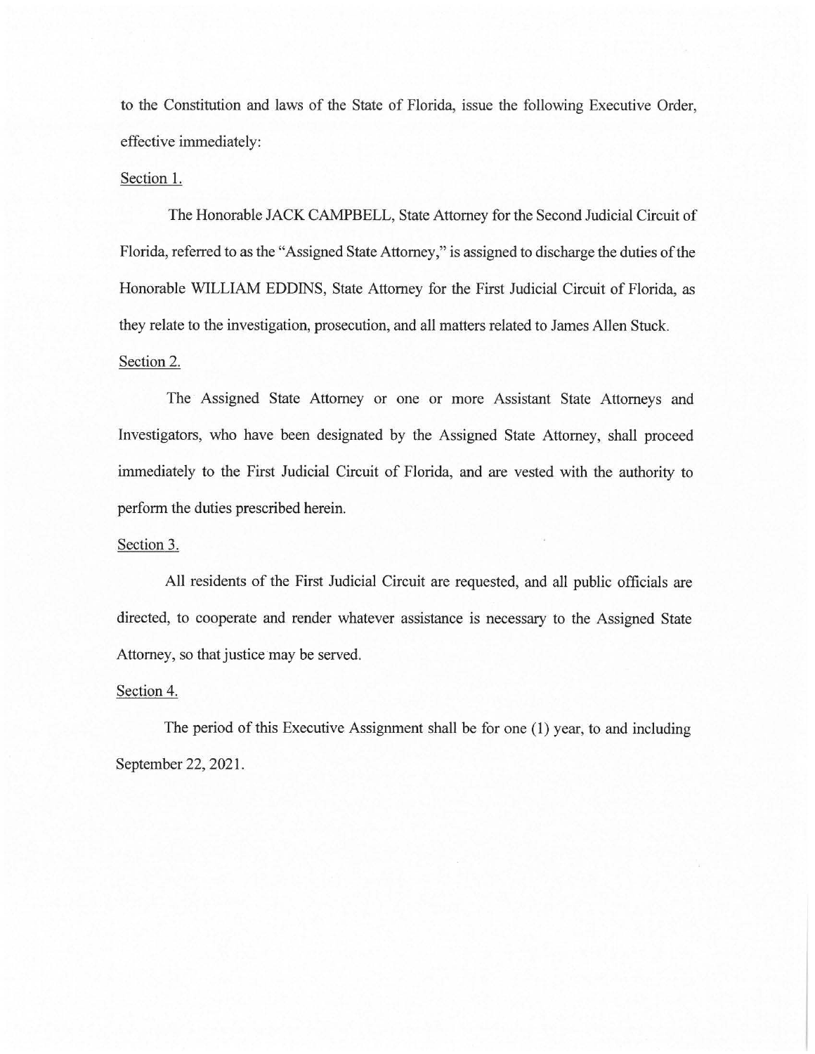to the Constitution and laws of the State of Florida, issue the following Executive Order, effective immediately:

Section 1.

The Honorable JACK CAMPBELL, State Attorney for the Second Judicial Circuit of Florida, referred to as the "Assigned State Attorney," is assigned to discharge the duties of the Honorable WILLIAM EDDINS, State Attorney for the First Judicial Circuit of Florida, as they relate to the investigation, prosecution, and all matters related to James Allen Stuck.

Section 2.

The Assigned State Attorney or one or more Assistant State Attorneys and Investigators, who have been designated by the Assigned State Attorney, shall proceed immediately to the First Judicial Circuit of Florida, and are vested with the authority to perform the duties prescribed herein.

Section 3.

All residents of the First Judicial Circuit are requested, and all public officials are directed, to cooperate and render whatever assistance is necessary to the Assigned State Attorney, so that justice may be served.

Section 4.

The period of this Executive Assignment shall be for one (1) year, to and including September 22, 2021.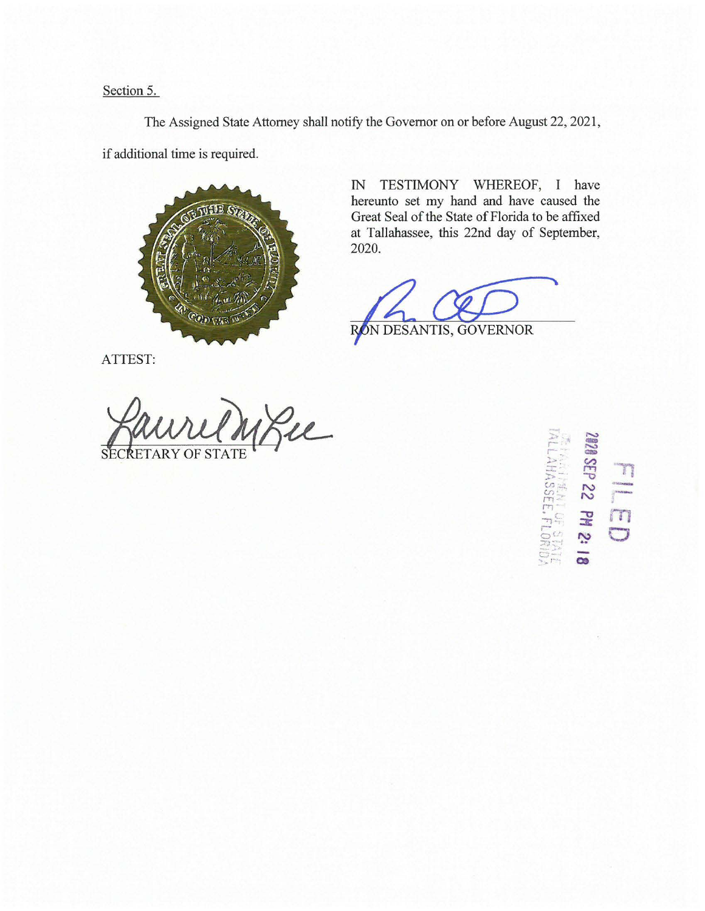Section 5.

The Assigned State Attorney shall notify the Governor on or before August 22, 2021, if additional time is required.

IN TESTIMONY WHEREOF, I have hereunto set my hand and have caused the Great Seal of the State of Florida to be affixed at Tallahassee, this 22nd day of September, 2020.

RON DESANTIS, GOVERNOR

ATTEST:

SECRETARY OF STATE

FILED

2020 SEP 22 PM 2:18

DEPARTMENT OF STATE
TALLAHASSEE, FLORIDA